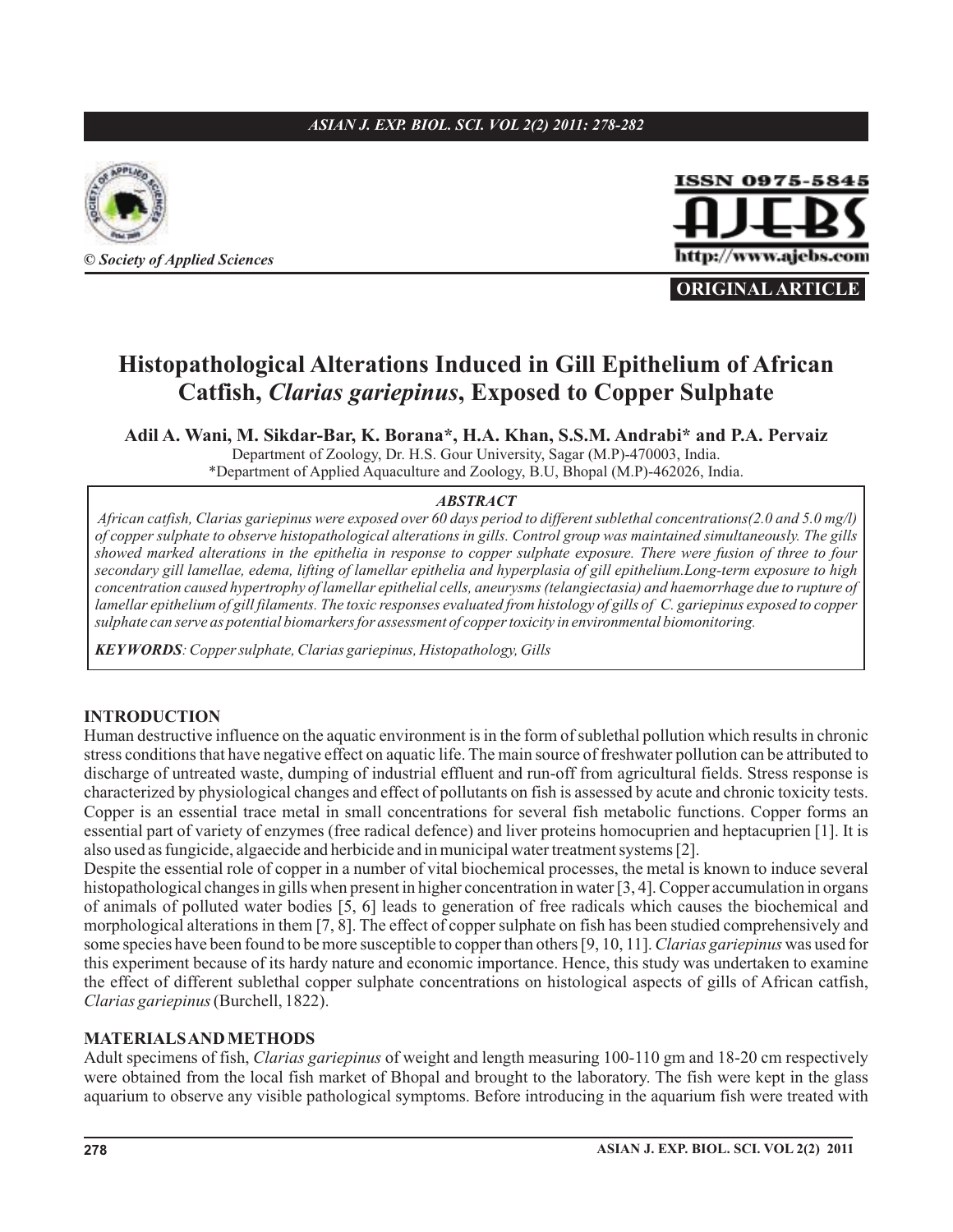© *Society of Applied Sciences*

ISSN 0975-5845

AJEBS

http://www.ajebs.com

**ORIGINAL ARTICLE**

# Histopathological Alterations Induced in Gill Epithelium of African Catfish, *Clarias gariepinus*, Exposed to Copper Sulphate

**Adil A. Wani, M. Sikdar-Bar, K. Borana\*, H.A. Khan, S.S.M. Andrabi\* and P.A. Pervaiz**

Department of Zoology, Dr. H.S. Gour University, Sagar (M.P)-470003, India.
\*Department of Applied Aquaculture and Zoology, B.U, Bhopal (M.P)-462026, India.

***ABSTRACT***

*African catfish, Clarias gariepinus were exposed over 60 days period to different sublethal concentrations(2.0 and 5.0 mg/l) of copper sulphate to observe histopathological alterations in gills. Control group was maintained simultaneously. The gills showed marked alterations in the epithelia in response to copper sulphate exposure. There were fusion of three to four secondary gill lamellae, edema, lifting of lamellar epithelia and hyperplasia of gill epithelium.Long-term exposure to high concentration caused hypertrophy of lamellar epithelial cells, aneurysms (telangiectasia) and haemorrhage due to rupture of lamellar epithelium of gill filaments. The toxic responses evaluated from histology of gills of C. gariepinus exposed to copper sulphate can serve as potential biomarkers for assessment of copper toxicity in environmental biomonitoring.*

***KEYWORDS****: Copper sulphate, Clarias gariepinus, Histopathology, Gills*

## INTRODUCTION

Human destructive influence on the aquatic environment is in the form of sublethal pollution which results in chronic stress conditions that have negative effect on aquatic life. The main source of freshwater pollution can be attributed to discharge of untreated waste, dumping of industrial effluent and run-off from agricultural fields. Stress response is characterized by physiological changes and effect of pollutants on fish is assessed by acute and chronic toxicity tests. Copper is an essential trace metal in small concentrations for several fish metabolic functions. Copper forms an essential part of variety of enzymes (free radical defence) and liver proteins homocuprien and heptacuprien [1]. It is also used as fungicide, algaecide and herbicide and in municipal water treatment systems [2].

Despite the essential role of copper in a number of vital biochemical processes, the metal is known to induce several histopathological changes in gills when present in higher concentration in water [3, 4]. Copper accumulation in organs of animals of polluted water bodies [5, 6] leads to generation of free radicals which causes the biochemical and morphological alterations in them [7, 8]. The effect of copper sulphate on fish has been studied comprehensively and some species have been found to be more susceptible to copper than others [9, 10, 11]. *Clarias gariepinus* was used for this experiment because of its hardy nature and economic importance. Hence, this study was undertaken to examine the effect of different sublethal copper sulphate concentrations on histological aspects of gills of African catfish, *Clarias gariepinus* (Burchell, 1822).

## MATERIALS AND METHODS

Adult specimens of fish, *Clarias gariepinus* of weight and length measuring 100-110 gm and 18-20 cm respectively were obtained from the local fish market of Bhopal and brought to the laboratory. The fish were kept in the glass aquarium to observe any visible pathological symptoms. Before introducing in the aquarium fish were treated with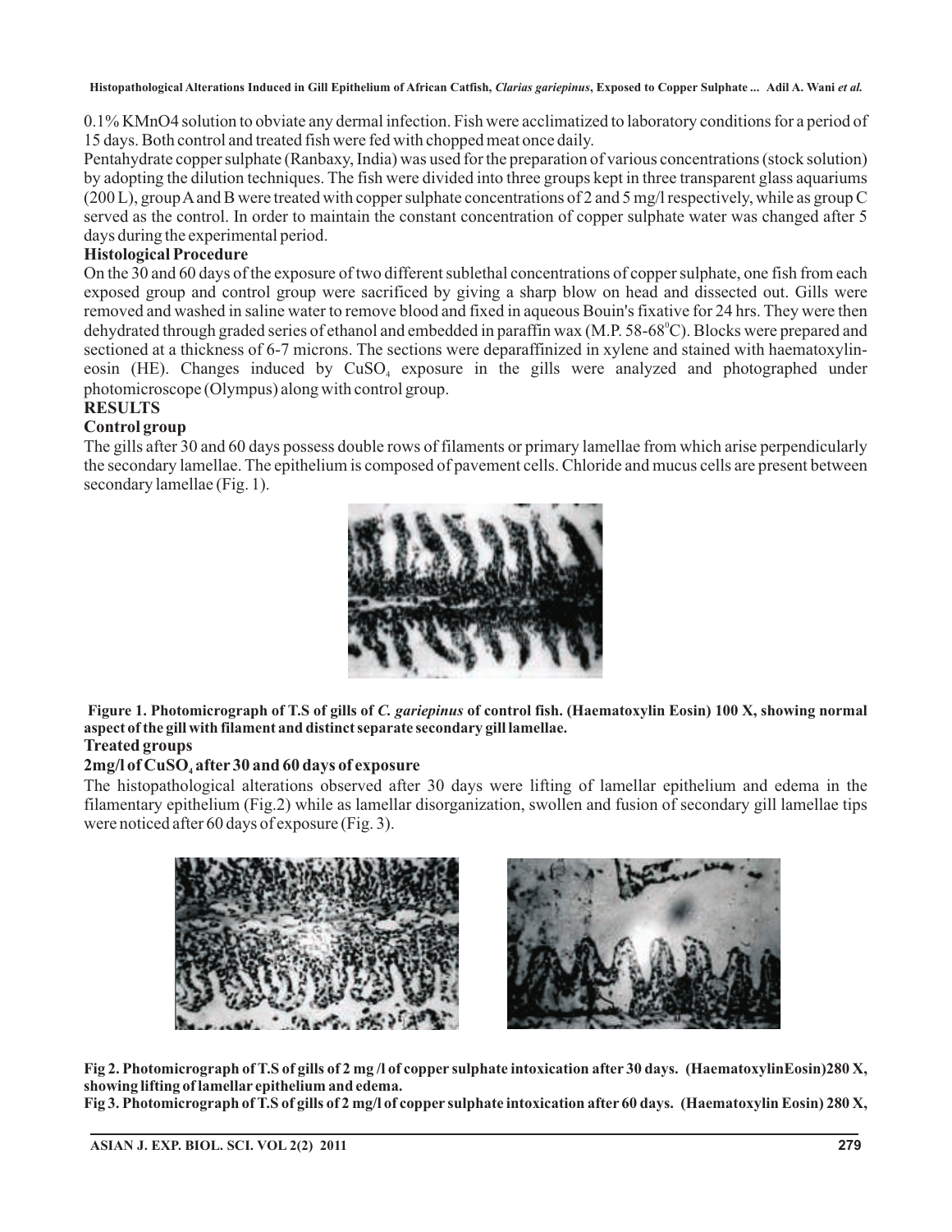0.1% KMnO4 solution to obviate any dermal infection. Fish were acclimatized to laboratory conditions for a period of 15 days. Both control and treated fish were fed with chopped meat once daily.

Pentahydrate copper sulphate (Ranbaxy, India) was used for the preparation of various concentrations (stock solution) by adopting the dilution techniques. The fish were divided into three groups kept in three transparent glass aquariums (200 L), group A and B were treated with copper sulphate concentrations of 2 and 5 mg/l respectively, while as group C served as the control. In order to maintain the constant concentration of copper sulphate water was changed after 5 days during the experimental period.

**Histological Procedure**

On the 30 and 60 days of the exposure of two different sublethal concentrations of copper sulphate, one fish from each exposed group and control group were sacrificed by giving a sharp blow on head and dissected out. Gills were removed and washed in saline water to remove blood and fixed in aqueous Bouin's fixative for 24 hrs. They were then dehydrated through graded series of ethanol and embedded in paraffin wax (M.P. 58-68$^{0}$C). Blocks were prepared and sectioned at a thickness of 6-7 microns. The sections were deparaffinized in xylene and stained with haematoxylin-eosin (HE). Changes induced by $CuSO_4$ exposure in the gills were analyzed and photographed under photomicroscope (Olympus) along with control group.

**RESULTS**

**Control group**

The gills after 30 and 60 days possess double rows of filaments or primary lamellae from which arise perpendicularly the secondary lamellae. The epithelium is composed of pavement cells. Chloride and mucus cells are present between secondary lamellae (Fig. 1).

**Figure 1. Photomicrograph of T.S of gills of *C. gariepinus* of control fish. (Haematoxylin Eosin) 100 X, showing normal aspect of the gill with filament and distinct separate secondary gill lamellae.**

**Treated groups**

**2mg/l of $CuSO_4$ after 30 and 60 days of exposure**

The histopathological alterations observed after 30 days were lifting of lamellar epithelium and edema in the filamentary epithelium (Fig.2) while as lamellar disorganization, swollen and fusion of secondary gill lamellae tips were noticed after 60 days of exposure (Fig. 3).

**Fig 2. Photomicrograph of T.S of gills of 2 mg /l of copper sulphate intoxication after 30 days. (HaematoxylinEosin) 280 X, showing lifting of lamellar epithelium and edema.**

**Fig 3. Photomicrograph of T.S of gills of 2 mg/l of copper sulphate intoxication after 60 days. (Haematoxylin Eosin) 280 X,**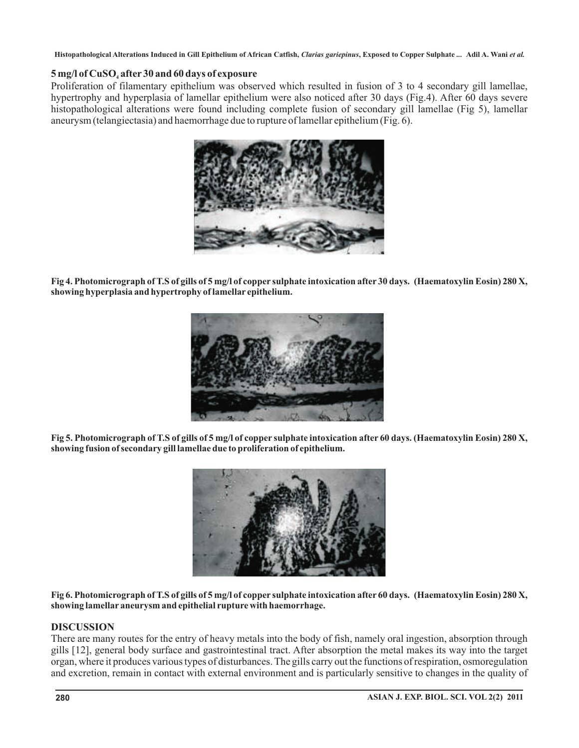### 5 mg/l of $CuSO_4$ after 30 and 60 days of exposure

Proliferation of filamentary epithelium was observed which resulted in fusion of 3 to 4 secondary gill lamellae, hypertrophy and hyperplasia of lamellar epithelium were also noticed after 30 days (Fig.4). After 60 days severe histopathological alterations were found including complete fusion of secondary gill lamellae (Fig 5), lamellar aneurysm (telangiectasia) and haemorrhage due to rupture of lamellar epithelium (Fig. 6).

**Fig 4. Photomicrograph of T.S of gills of 5 mg/l of copper sulphate intoxication after 30 days. (Haematoxylin Eosin) 280 X, showing hyperplasia and hypertrophy of lamellar epithelium.**

**Fig 5. Photomicrograph of T.S of gills of 5 mg/l of copper sulphate intoxication after 60 days. (Haematoxylin Eosin) 280 X, showing fusion of secondary gill lamellae due to proliferation of epithelium.**

**Fig 6. Photomicrograph of T.S of gills of 5 mg/l of copper sulphate intoxication after 60 days. (Haematoxylin Eosin) 280 X, showing lamellar aneurysm and epithelial rupture with haemorrhage.**

## DISCUSSION

There are many routes for the entry of heavy metals into the body of fish, namely oral ingestion, absorption through gills [12], general body surface and gastrointestinal tract. After absorption the metal makes its way into the target organ, where it produces various types of disturbances. The gills carry out the functions of respiration, osmoregulation and excretion, remain in contact with external environment and is particularly sensitive to changes in the quality of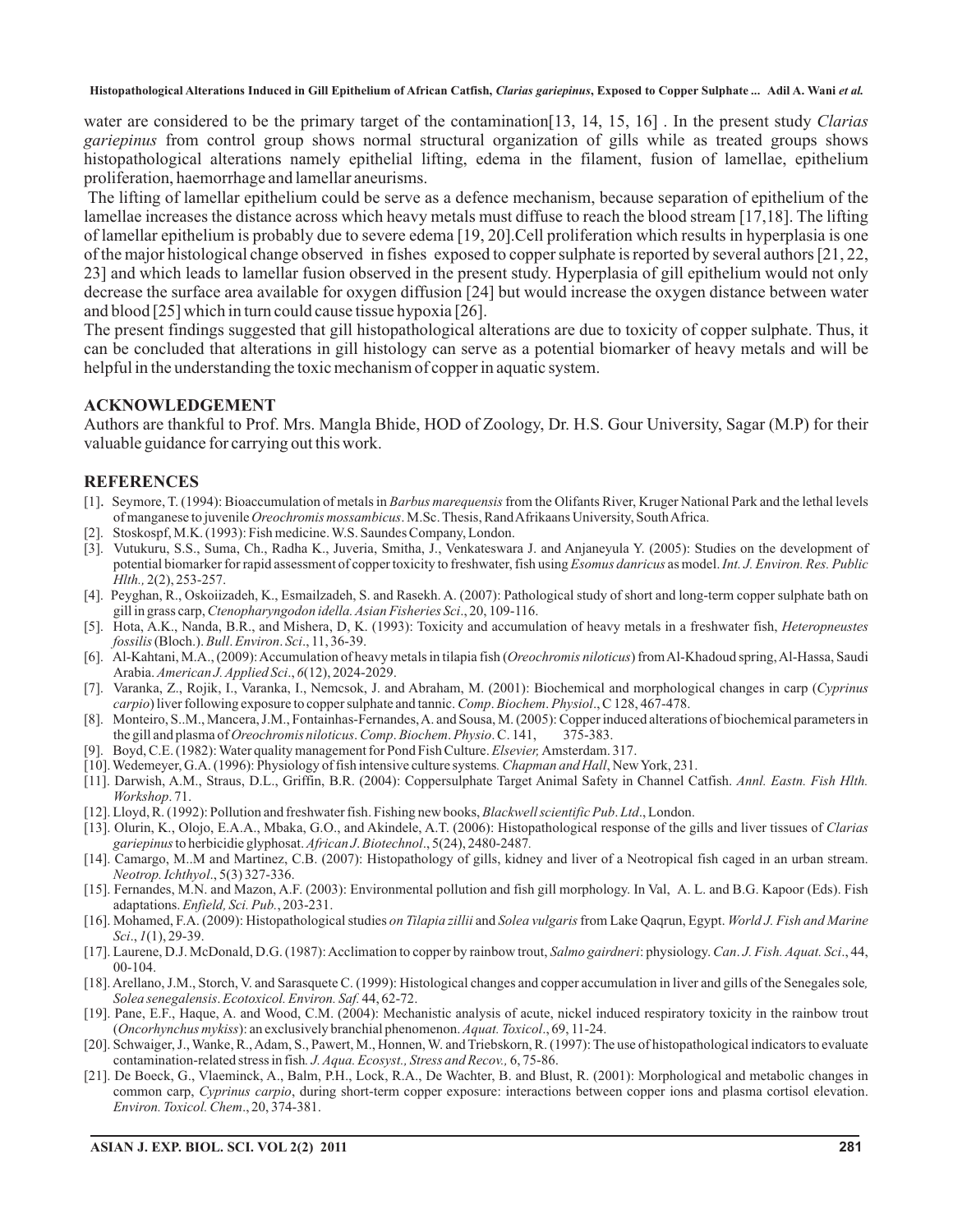water are considered to be the primary target of the contamination[13, 14, 15, 16] . In the present study *Clarias gariepinus* from control group shows normal structural organization of gills while as treated groups shows histopathological alterations namely epithelial lifting, edema in the filament, fusion of lamellae, epithelium proliferation, haemorrhage and lamellar aneurisms.

The lifting of lamellar epithelium could be serve as a defence mechanism, because separation of epithelium of the lamellae increases the distance across which heavy metals must diffuse to reach the blood stream [17,18]. The lifting of lamellar epithelium is probably due to severe edema [19, 20].Cell proliferation which results in hyperplasia is one of the major histological change observed in fishes exposed to copper sulphate is reported by several authors [21, 22, 23] and which leads to lamellar fusion observed in the present study. Hyperplasia of gill epithelium would not only decrease the surface area available for oxygen diffusion [24] but would increase the oxygen distance between water and blood [25] which in turn could cause tissue hypoxia [26].

The present findings suggested that gill histopathological alterations are due to toxicity of copper sulphate. Thus, it can be concluded that alterations in gill histology can serve as a potential biomarker of heavy metals and will be helpful in the understanding the toxic mechanism of copper in aquatic system.

## ACKNOWLEDGEMENT

Authors are thankful to Prof. Mrs. Mangla Bhide, HOD of Zoology, Dr. H.S. Gour University, Sagar (M.P) for their valuable guidance for carrying out this work.

## REFERENCES

[1]. Seymore, T. (1994): Bioaccumulation of metals in *Barbus marequensis* from the Olifants River, Kruger National Park and the lethal levels of manganese to juvenile *Oreochromis mossambicus*. M.Sc. Thesis, Rand Afrikaans University, South Africa.

[2]. Stoskospf, M.K. (1993): Fish medicine. W.S. Saundes Company, London.

[3]. Vutukuru, S.S., Suma, Ch., Radha K., Juveria, Smitha, J., Venkateswara J. and Anjaneyula Y. (2005): Studies on the development of potential biomarker for rapid assessment of copper toxicity to freshwater, fish using *Esomus danricus* as model. *Int. J. Environ. Res. Public Hlth.,* 2(2), 253-257.

[4]. Peyghan, R., Oskoiizadeh, K., Esmailzadeh, S. and Rasekh. A. (2007): Pathological study of short and long-term copper sulphate bath on gill in grass carp, *Ctenopharyngodon idella*. *Asian Fisheries Sci*., 20, 109-116.

[5]. Hota, A.K., Nanda, B.R., and Mishera, D, K. (1993): Toxicity and accumulation of heavy metals in a freshwater fish, *Heteropneustes fossilis* (Bloch.). *Bull*. *Environ*. *Sci*., 11, 36-39.

[6]. Al-Kahtani, M.A., (2009): Accumulation of heavy metals in tilapia fish (*Oreochromis niloticus*) from Al-Khadoud spring, Al-Hassa, Saudi Arabia. *American J. Applied Sci*., *6*(12), 2024-2029.

[7]. Varanka, Z., Rojik, I., Varanka, I., Nemcsok, J. and Abraham, M. (2001): Biochemical and morphological changes in carp (*Cyprinus carpio*) liver following exposure to copper sulphate and tannic. *Comp*. *Biochem*. *Physiol*., C 128, 467-478.

[8]. Monteiro, S..M., Mancera, J.M., Fontainhas-Fernandes, A. and Sousa, M. (2005): Copper induced alterations of biochemical parameters in the gill and plasma of *Oreochromis niloticus*. *Comp*. *Biochem*. *Physio*. C. 141, 375-383.

[9]. Boyd, C.E. (1982): Water quality management for Pond Fish Culture. *Elsevier,* Amsterdam. 317.

[10]. Wedemeyer, G.A. (1996): Physiology of fish intensive culture systems*. Chapman and Hall*, New York, 231.

[11]. Darwish, A.M., Straus, D.L., Griffin, B.R. (2004): Coppersulphate Target Animal Safety in Channel Catfish. *Annl. Eastn. Fish Hlth. Workshop*. 71.

[12]. Lloyd, R. (1992): Pollution and freshwater fish. Fishing new books, *Blackwell scientific Pub*. *Ltd*., London.

[13]. Olurin, K., Olojo, E.A.A., Mbaka, G.O., and Akindele, A.T. (2006): Histopathological response of the gills and liver tissues of *Clarias gariepinus* to herbicidie glyphosat. *African J*. *Biotechnol*., 5(24), 2480-2487.

[14]. Camargo, M..M and Martinez, C.B. (2007): Histopathology of gills, kidney and liver of a Neotropical fish caged in an urban stream. *Neotrop. Ichthyol*., 5(3) 327-336.

[15]. Fernandes, M.N. and Mazon, A.F. (2003): Environmental pollution and fish gill morphology. In Val, A. L. and B.G. Kapoor (Eds). Fish adaptations. *Enfield, Sci. Pub.*, 203-231.

[16]. Mohamed, F.A. (2009): Histopathological studies *on Tilapia zillii* and *Solea vulgaris* from Lake Qaqrun, Egypt. *World J. Fish and Marine Sci*., *1*(1), 29-39.

[17]. Laurene, D.J. McDonald, D.G. (1987): Acclimation to copper by rainbow trout, *Salmo gairdneri*: physiology. *Can*. *J. Fish. Aquat. Sci*., 44, 00-104.

[18]. Arellano, J.M., Storch, V. and Sarasquete C. (1999): Histological changes and copper accumulation in liver and gills of the Senegales sole*, Solea senegalensis*. *Ecotoxicol. Environ. Saf.* 44, 62-72.

[19]. Pane, E.F., Haque, A. and Wood, C.M. (2004): Mechanistic analysis of acute, nickel induced respiratory toxicity in the rainbow trout (*Oncorhynchus mykiss*): an exclusively branchial phenomenon. *Aquat. Toxicol*., 69, 11-24.

[20]. Schwaiger, J., Wanke, R., Adam, S., Pawert, M., Honnen, W. and Triebskorn, R. (1997): The use of histopathological indicators to evaluate contamination-related stress in fish*. J. Aqua. Ecosyst., Stress and Recov.,* 6, 75-86.

[21]. De Boeck, G., Vlaeminck, A., Balm, P.H., Lock, R.A., De Wachter, B. and Blust, R. (2001): Morphological and metabolic changes in common carp, *Cyprinus carpio*, during short-term copper exposure: interactions between copper ions and plasma cortisol elevation. *Environ. Toxicol. Chem*., 20, 374-381.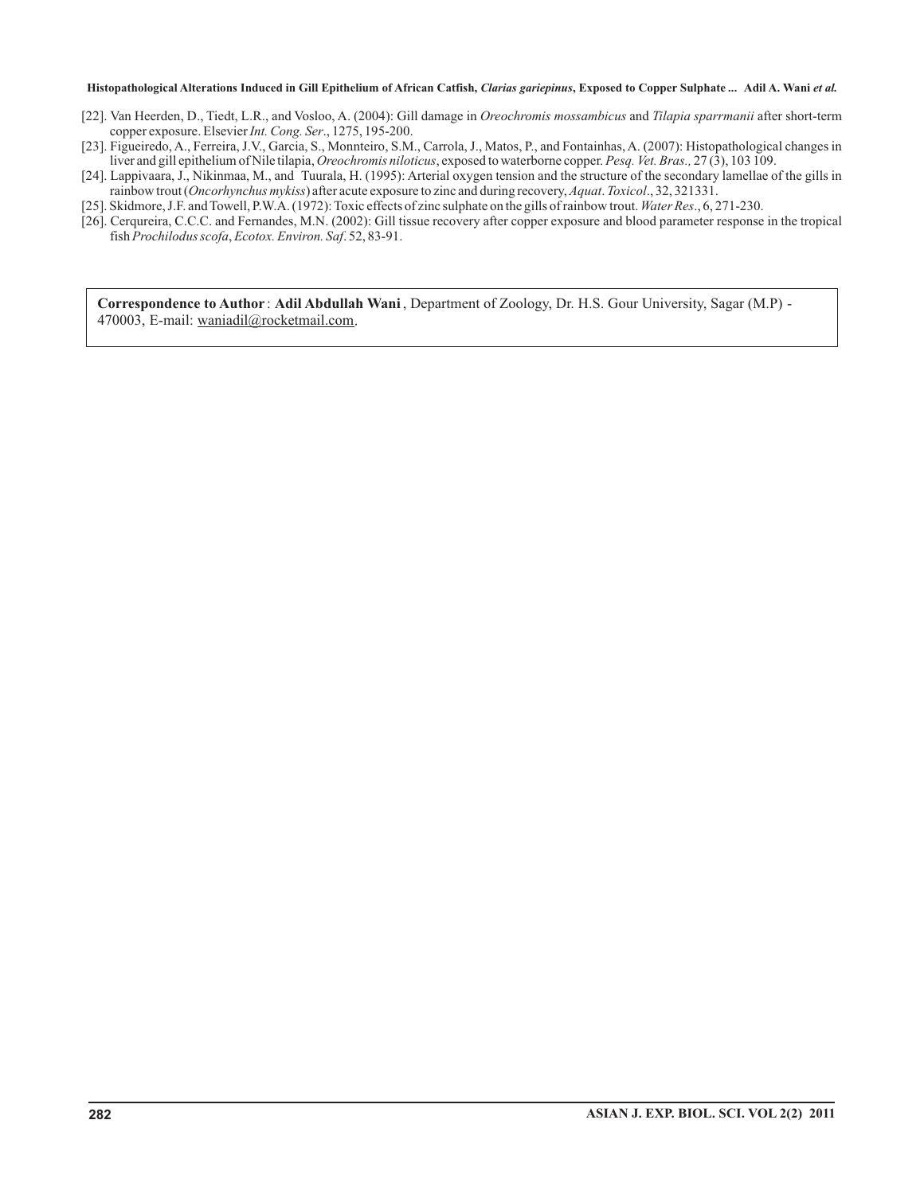[22]. Van Heerden, D., Tiedt, L.R., and Vosloo, A. (2004): Gill damage in *Oreochromis mossambicus* and *Tilapia sparrmanii* after short-term copper exposure. Elsevier *Int. Cong. Ser*., 1275, 195-200.

[23]. Figueiredo, A., Ferreira, J.V., Garcia, S., Monnteiro, S.M., Carrola, J., Matos, P., and Fontainhas, A. (2007): Histopathological changes in liver and gill epithelium of Nile tilapia, *Oreochromis niloticus*, exposed to waterborne copper. *Pesq. Vet. Bras.,* 27 (3), 103 109.

[24]. Lappivaara, J., Nikinmaa, M., and Tuurala, H. (1995): Arterial oxygen tension and the structure of the secondary lamellae of the gills in rainbow trout (*Oncorhynchus mykiss*) after acute exposure to zinc and during recovery, *Aquat*. *Toxicol*., 32, 321331.

[25]. Skidmore, J.F. and Towell, P.W.A. (1972): Toxic effects of zinc sulphate on the gills of rainbow trout. *Water Res*., 6, 271-230.

[26]. Cerqureira, C.C.C. and Fernandes, M.N. (2002): Gill tissue recovery after copper exposure and blood parameter response in the tropical fish *Prochilodus scofa*, *Ecotox. Environ. Saf*. 52, 83-91.

**Correspondence to Author** : **Adil Abdullah Wani** , Department of Zoology, Dr. H.S. Gour University, Sagar (M.P) - 470003, E-mail: waniadil@rocketmail.com.